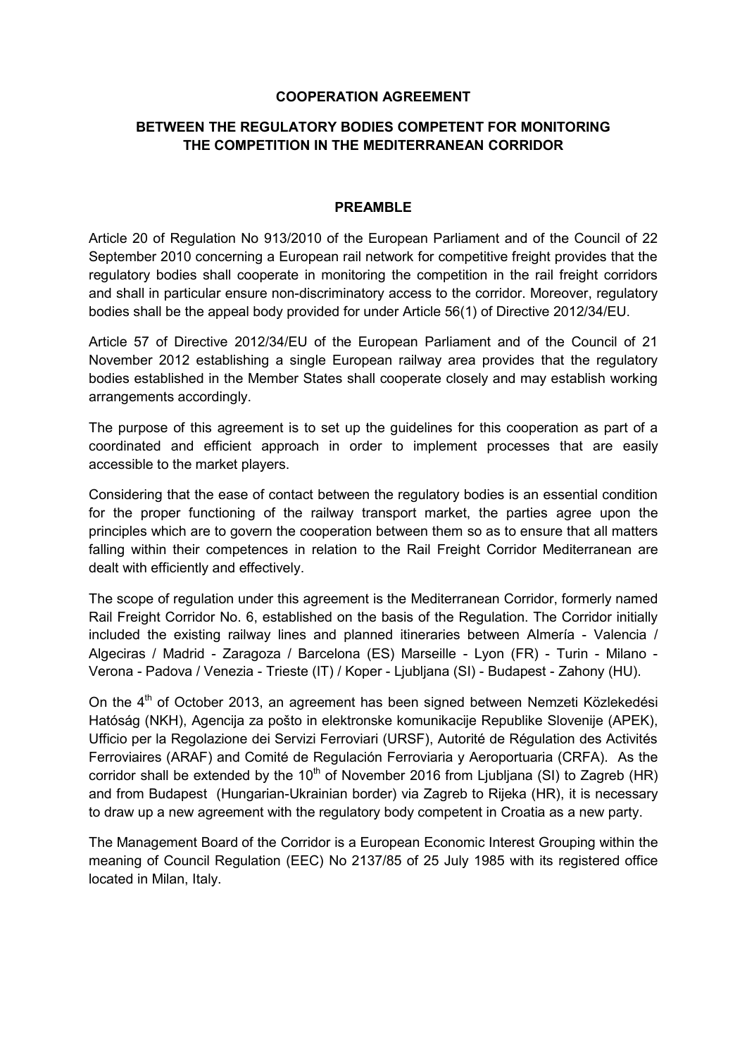**COOPERATION AGREEMENT**

**BETWEEN THE REGULATORY BODIES COMPETENT FOR MONITORING THE COMPETITION IN THE MEDITERRANEAN CORRIDOR**

**PREAMBLE**

Article 20 of Regulation No 913/2010 of the European Parliament and of the Council of 22 September 2010 concerning a European rail network for competitive freight provides that the regulatory bodies shall cooperate in monitoring the competition in the rail freight corridors and shall in particular ensure non-discriminatory access to the corridor. Moreover, regulatory bodies shall be the appeal body provided for under Article 56(1) of Directive 2012/34/EU.

Article 57 of Directive 2012/34/EU of the European Parliament and of the Council of 21 November 2012 establishing a single European railway area provides that the regulatory bodies established in the Member States shall cooperate closely and may establish working arrangements accordingly.

The purpose of this agreement is to set up the guidelines for this cooperation as part of a coordinated and efficient approach in order to implement processes that are easily accessible to the market players.

Considering that the ease of contact between the regulatory bodies is an essential condition for the proper functioning of the railway transport market, the parties agree upon the principles which are to govern the cooperation between them so as to ensure that all matters falling within their competences in relation to the Rail Freight Corridor Mediterranean are dealt with efficiently and effectively.

The scope of regulation under this agreement is the Mediterranean Corridor, formerly named Rail Freight Corridor No. 6, established on the basis of the Regulation. The Corridor initially included the existing railway lines and planned itineraries between Almería - Valencia / Algeciras / Madrid - Zaragoza / Barcelona (ES) Marseille - Lyon (FR) - Turin - Milano - Verona - Padova / Venezia - Trieste (IT) / Koper - Ljubljana (SI) - Budapest - Zahony (HU).

On the 4th of October 2013, an agreement has been signed between Nemzeti Közlekedési Hatóság (NKH), Agencija za pošto in elektronske komunikacije Republike Slovenije (APEK), Ufficio per la Regolazione dei Servizi Ferroviari (URSF), Autorité de Régulation des Activités Ferroviaires (ARAF) and Comité de Regulación Ferroviaria y Aeroportuaria (CRFA). As the corridor shall be extended by the 10th of November 2016 from Ljubljana (SI) to Zagreb (HR) and from Budapest (Hungarian-Ukrainian border) via Zagreb to Rijeka (HR), it is necessary to draw up a new agreement with the regulatory body competent in Croatia as a new party.

The Management Board of the Corridor is a European Economic Interest Grouping within the meaning of Council Regulation (EEC) No 2137/85 of 25 July 1985 with its registered office located in Milan, Italy.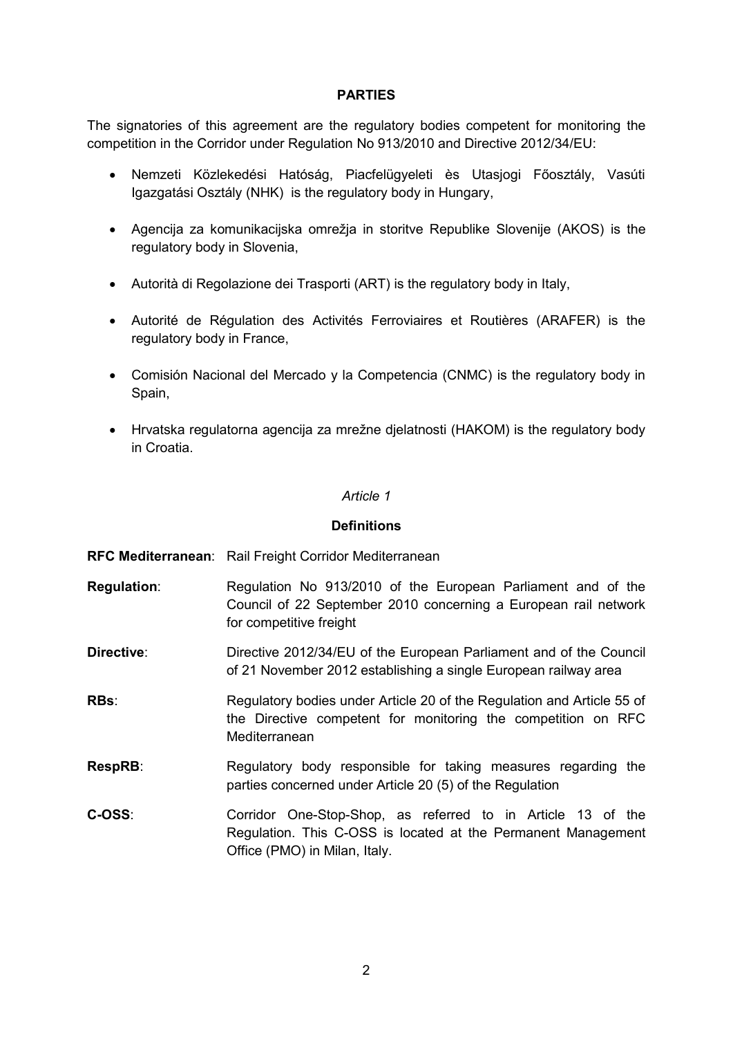## PARTIES

The signatories of this agreement are the regulatory bodies competent for monitoring the competition in the Corridor under Regulation No 913/2010 and Directive 2012/34/EU:

- Nemzeti Közlekedési Hatóság, Piacfelügyeleti ès Utasjogi Főosztály, Vasúti Igazgatási Osztály (NHK) is the regulatory body in Hungary,
- Agencija za komunikacijska omrežja in storitve Republike Slovenije (AKOS) is the regulatory body in Slovenia,
- Autorità di Regolazione dei Trasporti (ART) is the regulatory body in Italy,
- Autorité de Régulation des Activités Ferroviaires et Routières (ARAFER) is the regulatory body in France,
- Comisión Nacional del Mercado y la Competencia (CNMC) is the regulatory body in Spain,
- Hrvatska regulatorna agencija za mrežne djelatnosti (HAKOM) is the regulatory body in Croatia.

*Article 1*

### Definitions

**RFC Mediterranean**: Rail Freight Corridor Mediterranean

**Regulation**: Regulation No 913/2010 of the European Parliament and of the Council of 22 September 2010 concerning a European rail network for competitive freight

**Directive**: Directive 2012/34/EU of the European Parliament and of the Council of 21 November 2012 establishing a single European railway area

**RBs**: Regulatory bodies under Article 20 of the Regulation and Article 55 of the Directive competent for monitoring the competition on RFC Mediterranean

**RespRB**: Regulatory body responsible for taking measures regarding the parties concerned under Article 20 (5) of the Regulation

**C-OSS**: Corridor One-Stop-Shop, as referred to in Article 13 of the Regulation. This C-OSS is located at the Permanent Management Office (PMO) in Milan, Italy.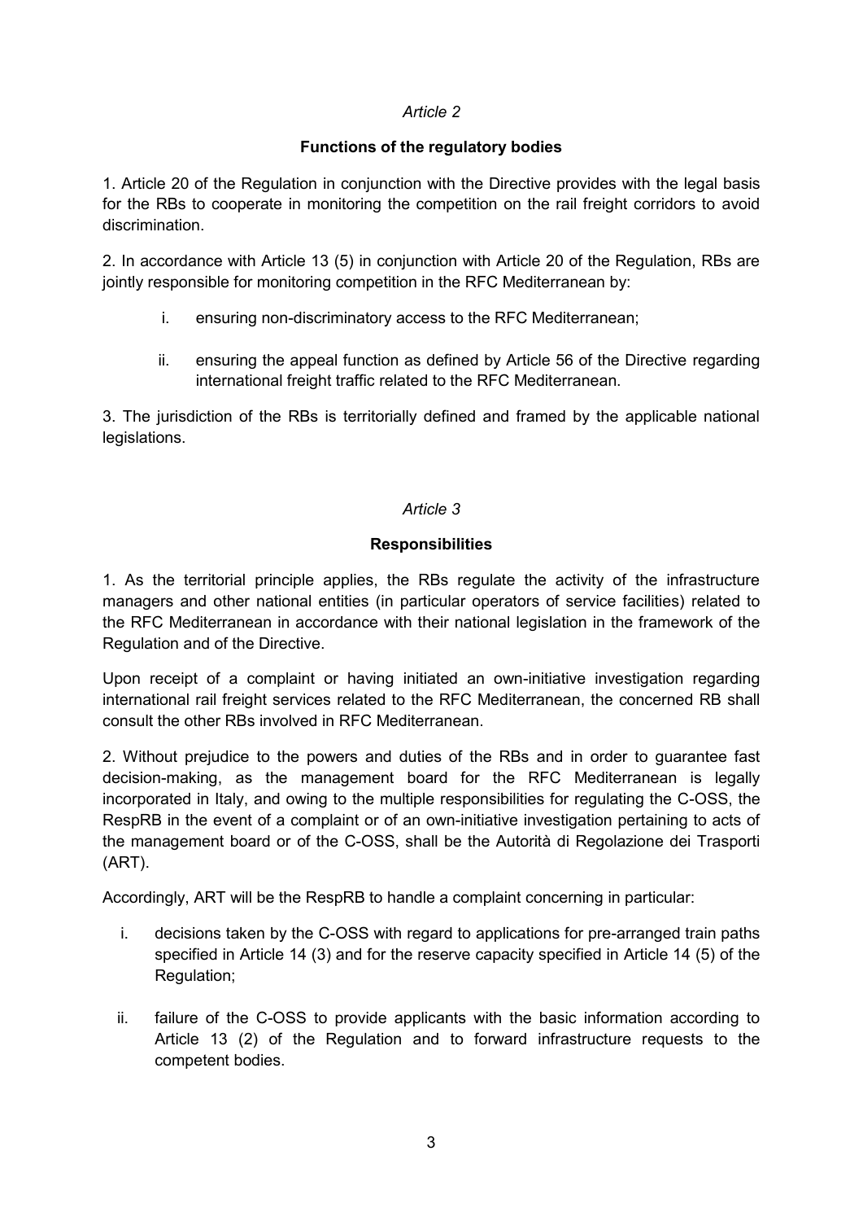*Article 2*

**Functions of the regulatory bodies**

1. Article 20 of the Regulation in conjunction with the Directive provides with the legal basis for the RBs to cooperate in monitoring the competition on the rail freight corridors to avoid discrimination.

2. In accordance with Article 13 (5) in conjunction with Article 20 of the Regulation, RBs are jointly responsible for monitoring competition in the RFC Mediterranean by:

   i. ensuring non-discriminatory access to the RFC Mediterranean;

   ii. ensuring the appeal function as defined by Article 56 of the Directive regarding international freight traffic related to the RFC Mediterranean.

3. The jurisdiction of the RBs is territorially defined and framed by the applicable national legislations.

*Article 3*

**Responsibilities**

1. As the territorial principle applies, the RBs regulate the activity of the infrastructure managers and other national entities (in particular operators of service facilities) related to the RFC Mediterranean in accordance with their national legislation in the framework of the Regulation and of the Directive.

Upon receipt of a complaint or having initiated an own-initiative investigation regarding international rail freight services related to the RFC Mediterranean, the concerned RB shall consult the other RBs involved in RFC Mediterranean.

2. Without prejudice to the powers and duties of the RBs and in order to guarantee fast decision-making, as the management board for the RFC Mediterranean is legally incorporated in Italy, and owing to the multiple responsibilities for regulating the C-OSS, the RespRB in the event of a complaint or of an own-initiative investigation pertaining to acts of the management board or of the C-OSS, shall be the Autorità di Regolazione dei Trasporti (ART).

Accordingly, ART will be the RespRB to handle a complaint concerning in particular:

   i. decisions taken by the C-OSS with regard to applications for pre-arranged train paths specified in Article 14 (3) and for the reserve capacity specified in Article 14 (5) of the Regulation;

   ii. failure of the C-OSS to provide applicants with the basic information according to Article 13 (2) of the Regulation and to forward infrastructure requests to the competent bodies.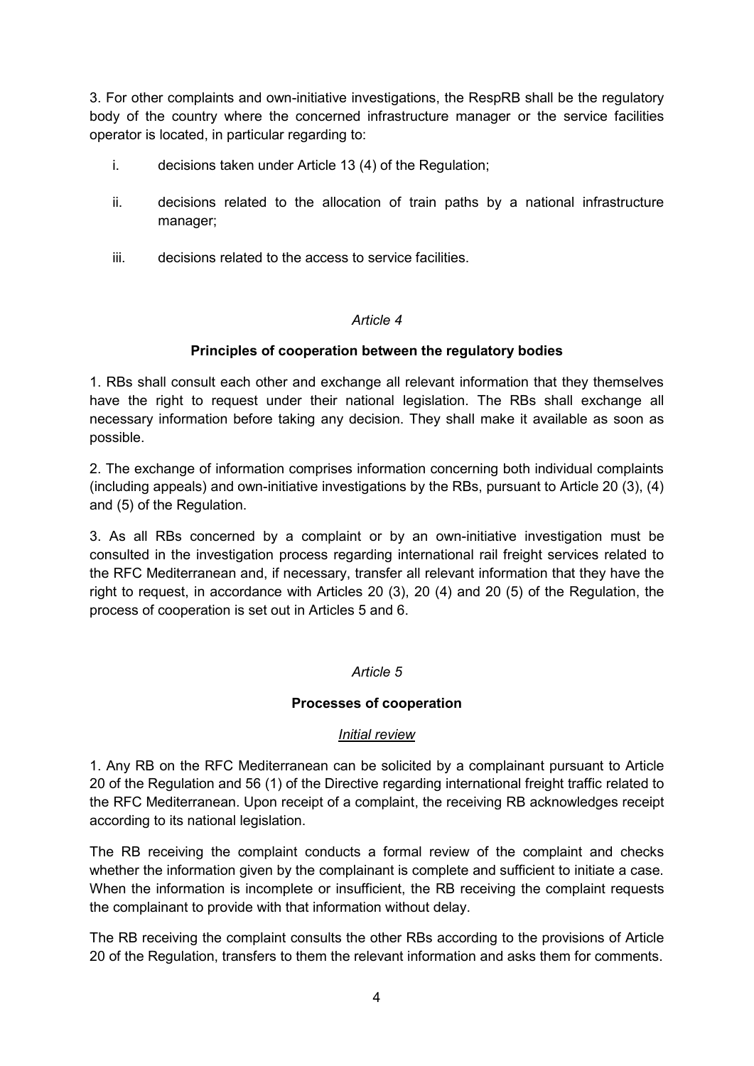3. For other complaints and own-initiative investigations, the RespRB shall be the regulatory body of the country where the concerned infrastructure manager or the service facilities operator is located, in particular regarding to:

i. decisions taken under Article 13 (4) of the Regulation;

ii. decisions related to the allocation of train paths by a national infrastructure manager;

iii. decisions related to the access to service facilities.

*Article 4*

**Principles of cooperation between the regulatory bodies**

1. RBs shall consult each other and exchange all relevant information that they themselves have the right to request under their national legislation. The RBs shall exchange all necessary information before taking any decision. They shall make it available as soon as possible.

2. The exchange of information comprises information concerning both individual complaints (including appeals) and own-initiative investigations by the RBs, pursuant to Article 20 (3), (4) and (5) of the Regulation.

3. As all RBs concerned by a complaint or by an own-initiative investigation must be consulted in the investigation process regarding international rail freight services related to the RFC Mediterranean and, if necessary, transfer all relevant information that they have the right to request, in accordance with Articles 20 (3), 20 (4) and 20 (5) of the Regulation, the process of cooperation is set out in Articles 5 and 6.

*Article 5*

**Processes of cooperation**

*Initial review*

1. Any RB on the RFC Mediterranean can be solicited by a complainant pursuant to Article 20 of the Regulation and 56 (1) of the Directive regarding international freight traffic related to the RFC Mediterranean. Upon receipt of a complaint, the receiving RB acknowledges receipt according to its national legislation.

The RB receiving the complaint conducts a formal review of the complaint and checks whether the information given by the complainant is complete and sufficient to initiate a case. When the information is incomplete or insufficient, the RB receiving the complaint requests the complainant to provide with that information without delay.

The RB receiving the complaint consults the other RBs according to the provisions of Article 20 of the Regulation, transfers to them the relevant information and asks them for comments.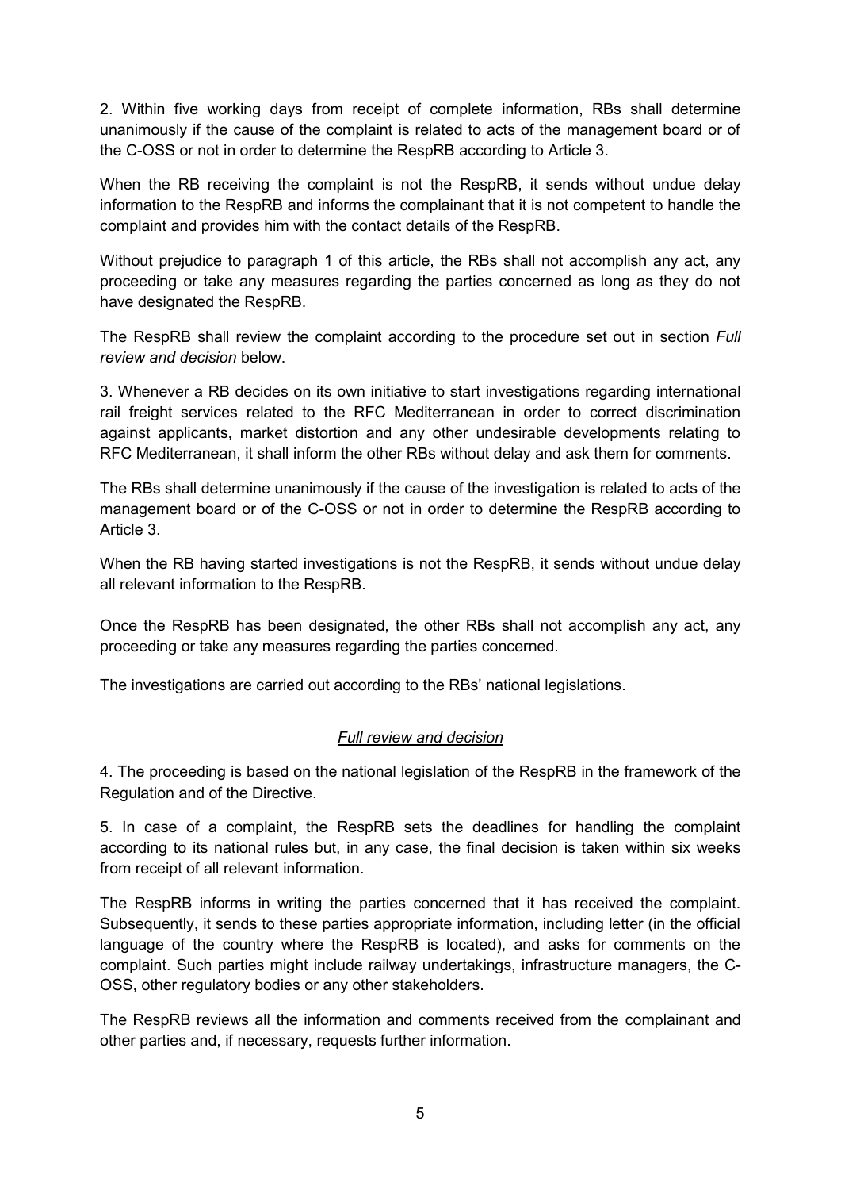2. Within five working days from receipt of complete information, RBs shall determine unanimously if the cause of the complaint is related to acts of the management board or of the C-OSS or not in order to determine the RespRB according to Article 3.

When the RB receiving the complaint is not the RespRB, it sends without undue delay information to the RespRB and informs the complainant that it is not competent to handle the complaint and provides him with the contact details of the RespRB.

Without prejudice to paragraph 1 of this article, the RBs shall not accomplish any act, any proceeding or take any measures regarding the parties concerned as long as they do not have designated the RespRB.

The RespRB shall review the complaint according to the procedure set out in section *Full review and decision* below.

3. Whenever a RB decides on its own initiative to start investigations regarding international rail freight services related to the RFC Mediterranean in order to correct discrimination against applicants, market distortion and any other undesirable developments relating to RFC Mediterranean, it shall inform the other RBs without delay and ask them for comments.

The RBs shall determine unanimously if the cause of the investigation is related to acts of the management board or of the C-OSS or not in order to determine the RespRB according to Article 3.

When the RB having started investigations is not the RespRB, it sends without undue delay all relevant information to the RespRB.

Once the RespRB has been designated, the other RBs shall not accomplish any act, any proceeding or take any measures regarding the parties concerned.

The investigations are carried out according to the RBs' national legislations.

*Full review and decision*

4. The proceeding is based on the national legislation of the RespRB in the framework of the Regulation and of the Directive.

5. In case of a complaint, the RespRB sets the deadlines for handling the complaint according to its national rules but, in any case, the final decision is taken within six weeks from receipt of all relevant information.

The RespRB informs in writing the parties concerned that it has received the complaint. Subsequently, it sends to these parties appropriate information, including letter (in the official language of the country where the RespRB is located), and asks for comments on the complaint. Such parties might include railway undertakings, infrastructure managers, the C-OSS, other regulatory bodies or any other stakeholders.

The RespRB reviews all the information and comments received from the complainant and other parties and, if necessary, requests further information.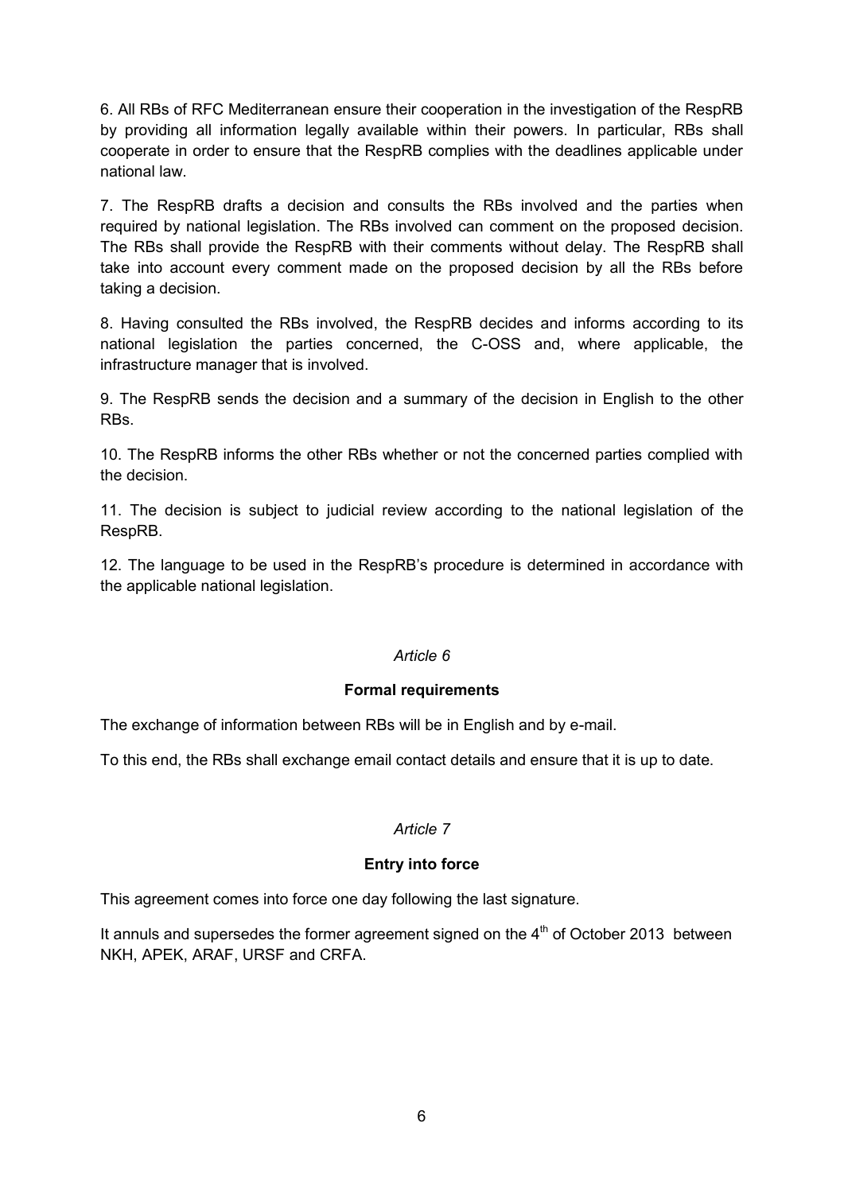6. All RBs of RFC Mediterranean ensure their cooperation in the investigation of the RespRB by providing all information legally available within their powers. In particular, RBs shall cooperate in order to ensure that the RespRB complies with the deadlines applicable under national law.

7. The RespRB drafts a decision and consults the RBs involved and the parties when required by national legislation. The RBs involved can comment on the proposed decision. The RBs shall provide the RespRB with their comments without delay. The RespRB shall take into account every comment made on the proposed decision by all the RBs before taking a decision.

8. Having consulted the RBs involved, the RespRB decides and informs according to its national legislation the parties concerned, the C-OSS and, where applicable, the infrastructure manager that is involved.

9. The RespRB sends the decision and a summary of the decision in English to the other RBs.

10. The RespRB informs the other RBs whether or not the concerned parties complied with the decision.

11. The decision is subject to judicial review according to the national legislation of the RespRB.

12. The language to be used in the RespRB's procedure is determined in accordance with the applicable national legislation.

*Article 6*

**Formal requirements**

The exchange of information between RBs will be in English and by e-mail.

To this end, the RBs shall exchange email contact details and ensure that it is up to date.

*Article 7*

**Entry into force**

This agreement comes into force one day following the last signature.

It annuls and supersedes the former agreement signed on the 4th of October 2013 between NKH, APEK, ARAF, URSF and CRFA.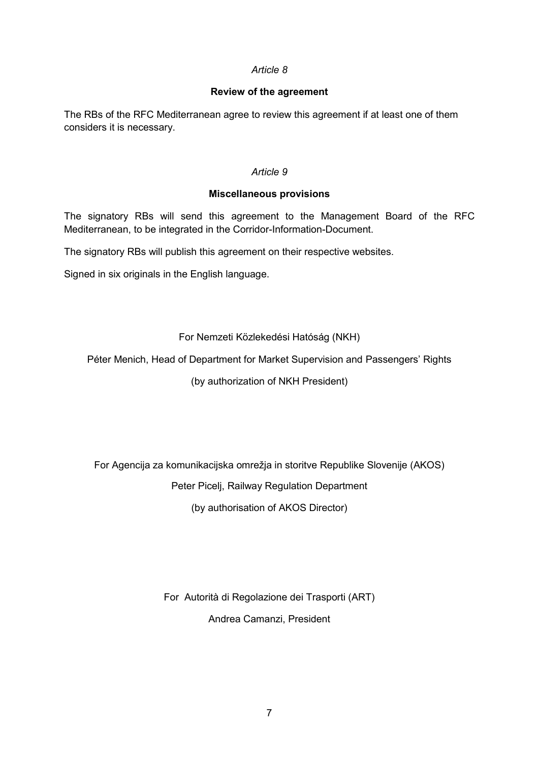*Article 8*

**Review of the agreement**

The RBs of the RFC Mediterranean agree to review this agreement if at least one of them considers it is necessary.

*Article 9*

**Miscellaneous provisions**

The signatory RBs will send this agreement to the Management Board of the RFC Mediterranean, to be integrated in the Corridor-Information-Document.

The signatory RBs will publish this agreement on their respective websites.

Signed in six originals in the English language.

For Nemzeti Közlekedési Hatóság (NKH)

Péter Menich, Head of Department for Market Supervision and Passengers' Rights

(by authorization of NKH President)

For Agencija za komunikacijska omrežja in storitve Republike Slovenije (AKOS)

Peter Picelj, Railway Regulation Department

(by authorisation of AKOS Director)

For Autorità di Regolazione dei Trasporti (ART)

Andrea Camanzi, President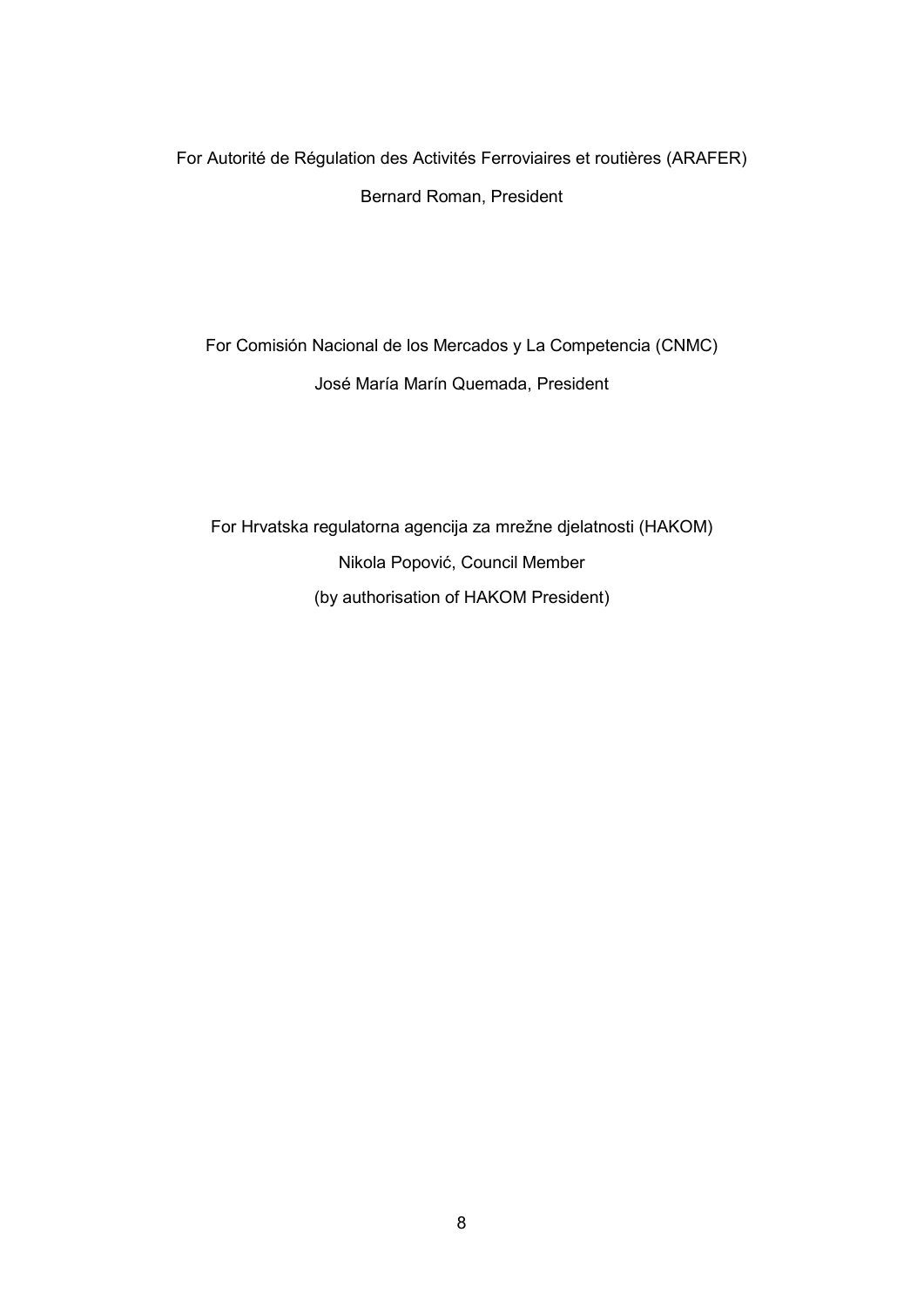For Autorité de Régulation des Activités Ferroviaires et routières (ARAFER)

Bernard Roman, President

For Comisión Nacional de los Mercados y La Competencia (CNMC)

José María Marín Quemada, President

For Hrvatska regulatorna agencija za mrežne djelatnosti (HAKOM)

Nikola Popović, Council Member

(by authorisation of HAKOM President)